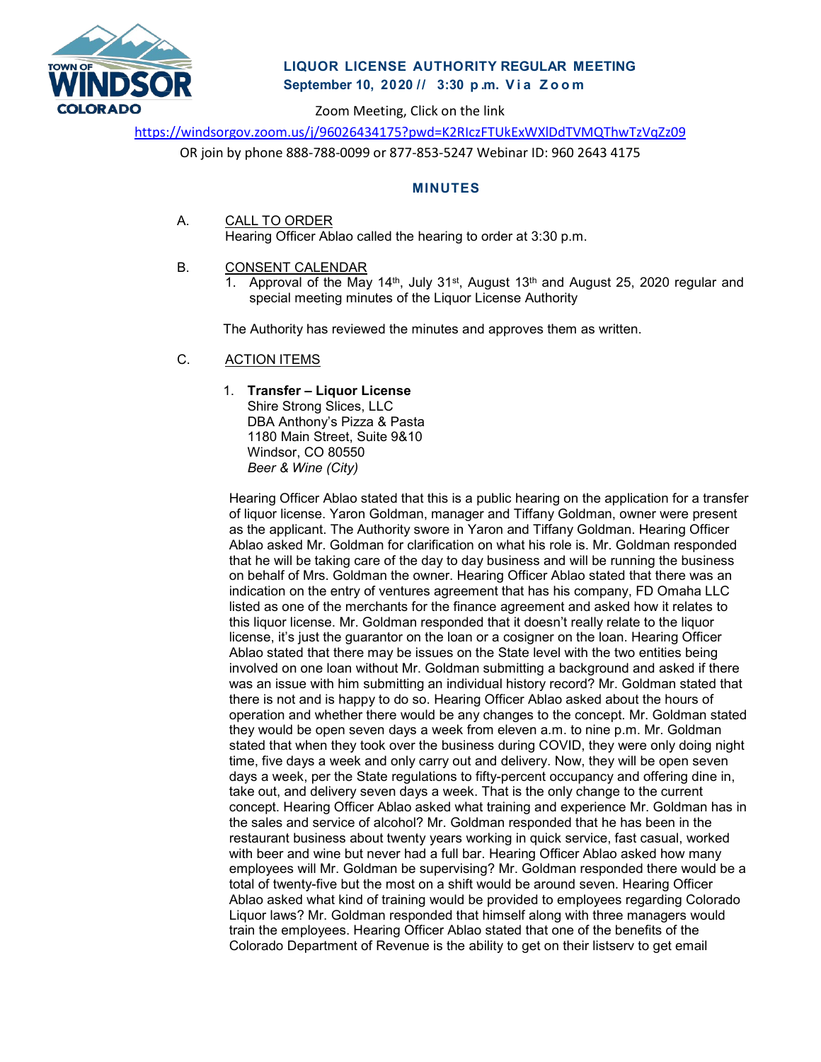**TOWN OF WINDSOR COLORADO**

## LIQUOR LICENSE AUTHORITY REGULAR MEETING
**September 10, 2020 // 3:30 p.m. Via Zoom**

Zoom Meeting, Click on the link

https://windsorgov.zoom.us/j/96026434175?pwd=K2RIczFTUkExWXlDdTVMQThwTzVqZz09

OR join by phone 888-788-0099 or 877-853-5247 Webinar ID: 960 2643 4175

### MINUTES

A. CALL TO ORDER

Hearing Officer Ablao called the hearing to order at 3:30 p.m.

B. CONSENT CALENDAR

1. Approval of the May 14th, July 31st, August 13th and August 25, 2020 regular and special meeting minutes of the Liquor License Authority

The Authority has reviewed the minutes and approves them as written.

C. ACTION ITEMS

1. **Transfer – Liquor License**
   Shire Strong Slices, LLC
   DBA Anthony's Pizza & Pasta
   1180 Main Street, Suite 9&10
   Windsor, CO 80550
   *Beer & Wine (City)*

Hearing Officer Ablao stated that this is a public hearing on the application for a transfer of liquor license. Yaron Goldman, manager and Tiffany Goldman, owner were present as the applicant. The Authority swore in Yaron and Tiffany Goldman. Hearing Officer Ablao asked Mr. Goldman for clarification on what his role is. Mr. Goldman responded that he will be taking care of the day to day business and will be running the business on behalf of Mrs. Goldman the owner. Hearing Officer Ablao stated that there was an indication on the entry of ventures agreement that has his company, FD Omaha LLC listed as one of the merchants for the finance agreement and asked how it relates to this liquor license. Mr. Goldman responded that it doesn't really relate to the liquor license, it's just the guarantor on the loan or a cosigner on the loan. Hearing Officer Ablao stated that there may be issues on the State level with the two entities being involved on one loan without Mr. Goldman submitting a background and asked if there was an issue with him submitting an individual history record? Mr. Goldman stated that there is not and is happy to do so. Hearing Officer Ablao asked about the hours of operation and whether there would be any changes to the concept. Mr. Goldman stated they would be open seven days a week from eleven a.m. to nine p.m. Mr. Goldman stated that when they took over the business during COVID, they were only doing night time, five days a week and only carry out and delivery. Now, they will be open seven days a week, per the State regulations to fifty-percent occupancy and offering dine in, take out, and delivery seven days a week. That is the only change to the current concept. Hearing Officer Ablao asked what training and experience Mr. Goldman has in the sales and service of alcohol? Mr. Goldman responded that he has been in the restaurant business about twenty years working in quick service, fast casual, worked with beer and wine but never had a full bar. Hearing Officer Ablao asked how many employees will Mr. Goldman be supervising? Mr. Goldman responded there would be a total of twenty-five but the most on a shift would be around seven. Hearing Officer Ablao asked what kind of training would be provided to employees regarding Colorado Liquor laws? Mr. Goldman responded that himself along with three managers would train the employees. Hearing Officer Ablao stated that one of the benefits of the Colorado Department of Revenue is the ability to get on their listserv to get email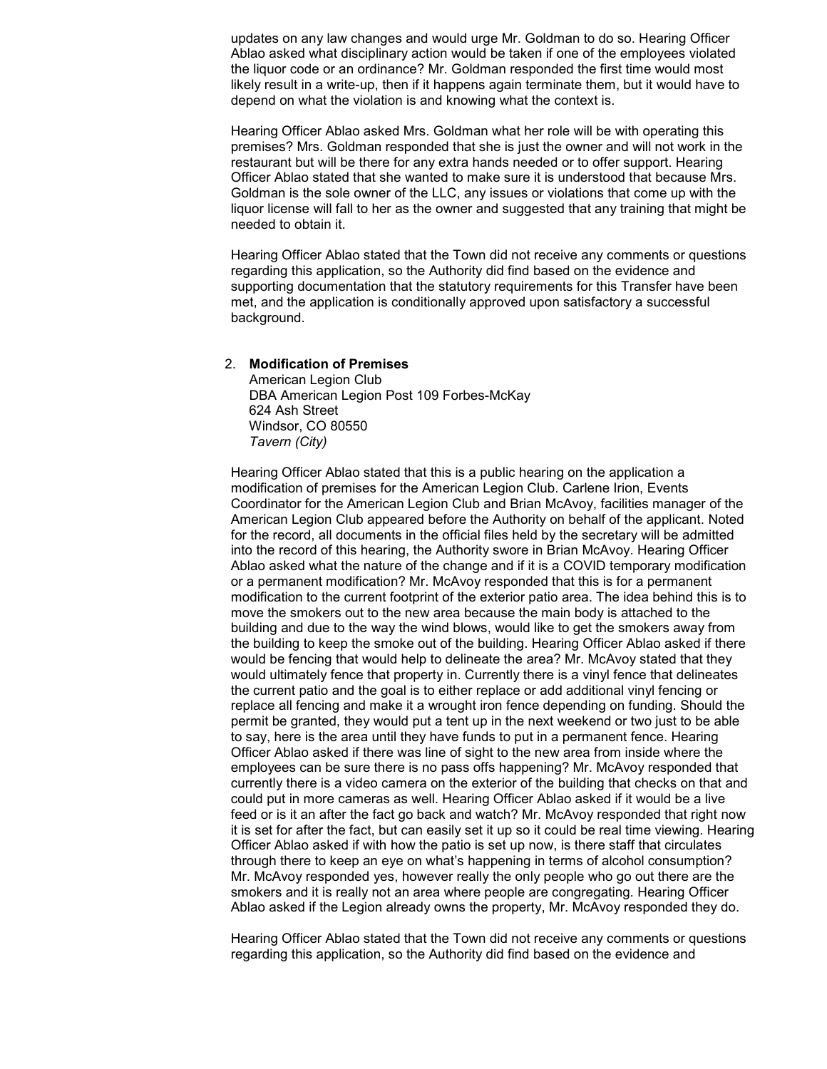updates on any law changes and would urge Mr. Goldman to do so. Hearing Officer Ablao asked what disciplinary action would be taken if one of the employees violated the liquor code or an ordinance? Mr. Goldman responded the first time would most likely result in a write-up, then if it happens again terminate them, but it would have to depend on what the violation is and knowing what the context is.

Hearing Officer Ablao asked Mrs. Goldman what her role will be with operating this premises? Mrs. Goldman responded that she is just the owner and will not work in the restaurant but will be there for any extra hands needed or to offer support. Hearing Officer Ablao stated that she wanted to make sure it is understood that because Mrs. Goldman is the sole owner of the LLC, any issues or violations that come up with the liquor license will fall to her as the owner and suggested that any training that might be needed to obtain it.

Hearing Officer Ablao stated that the Town did not receive any comments or questions regarding this application, so the Authority did find based on the evidence and supporting documentation that the statutory requirements for this Transfer have been met, and the application is conditionally approved upon satisfactory a successful background.

2. **Modification of Premises**
   American Legion Club
   DBA American Legion Post 109 Forbes-McKay
   624 Ash Street
   Windsor, CO 80550
   *Tavern (City)*

Hearing Officer Ablao stated that this is a public hearing on the application a modification of premises for the American Legion Club. Carlene Irion, Events Coordinator for the American Legion Club and Brian McAvoy, facilities manager of the American Legion Club appeared before the Authority on behalf of the applicant. Noted for the record, all documents in the official files held by the secretary will be admitted into the record of this hearing, the Authority swore in Brian McAvoy. Hearing Officer Ablao asked what the nature of the change and if it is a COVID temporary modification or a permanent modification? Mr. McAvoy responded that this is for a permanent modification to the current footprint of the exterior patio area. The idea behind this is to move the smokers out to the new area because the main body is attached to the building and due to the way the wind blows, would like to get the smokers away from the building to keep the smoke out of the building. Hearing Officer Ablao asked if there would be fencing that would help to delineate the area? Mr. McAvoy stated that they would ultimately fence that property in. Currently there is a vinyl fence that delineates the current patio and the goal is to either replace or add additional vinyl fencing or replace all fencing and make it a wrought iron fence depending on funding. Should the permit be granted, they would put a tent up in the next weekend or two just to be able to say, here is the area until they have funds to put in a permanent fence. Hearing Officer Ablao asked if there was line of sight to the new area from inside where the employees can be sure there is no pass offs happening? Mr. McAvoy responded that currently there is a video camera on the exterior of the building that checks on that and could put in more cameras as well. Hearing Officer Ablao asked if it would be a live feed or is it an after the fact go back and watch? Mr. McAvoy responded that right now it is set for after the fact, but can easily set it up so it could be real time viewing. Hearing Officer Ablao asked if with how the patio is set up now, is there staff that circulates through there to keep an eye on what's happening in terms of alcohol consumption? Mr. McAvoy responded yes, however really the only people who go out there are the smokers and it is really not an area where people are congregating. Hearing Officer Ablao asked if the Legion already owns the property, Mr. McAvoy responded they do.

Hearing Officer Ablao stated that the Town did not receive any comments or questions regarding this application, so the Authority did find based on the evidence and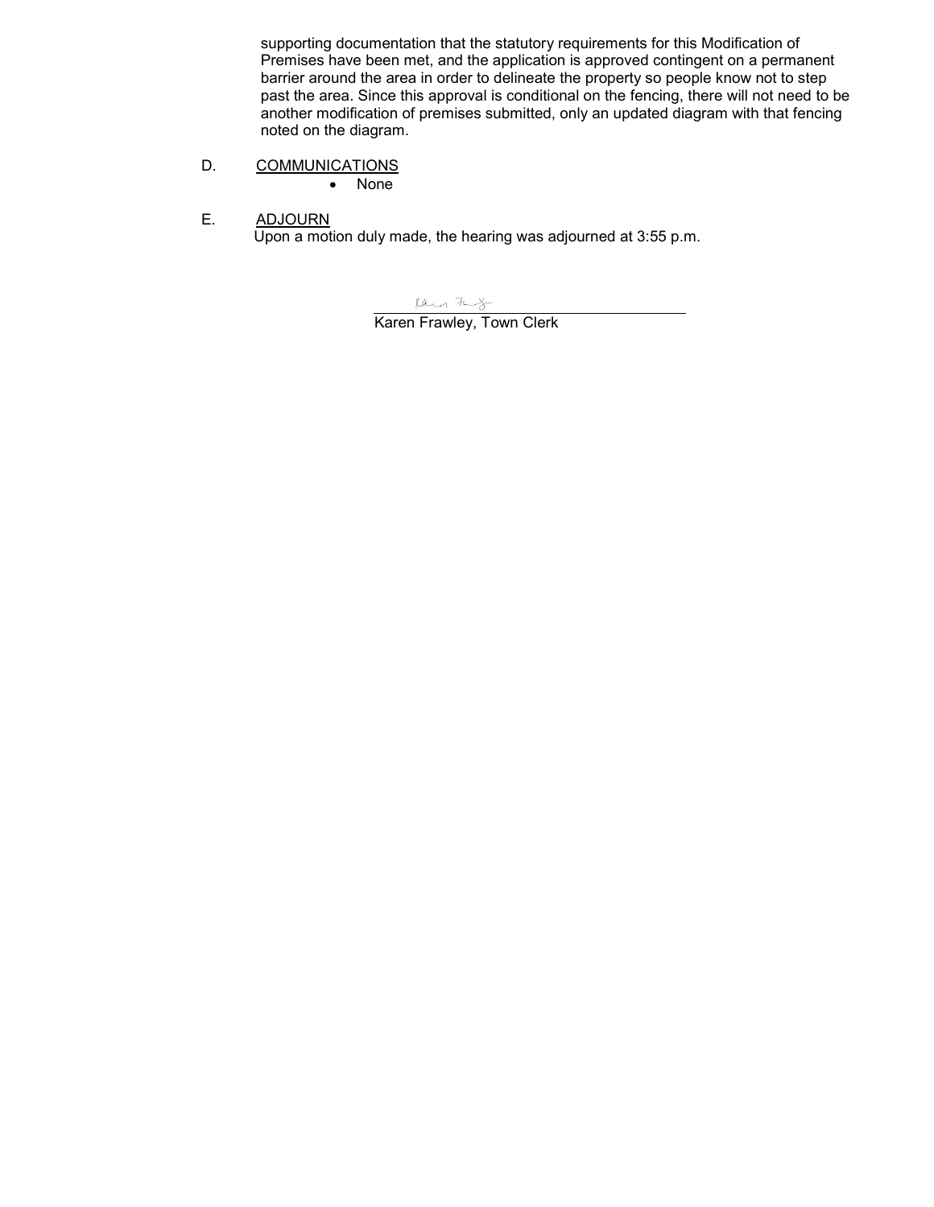supporting documentation that the statutory requirements for this Modification of Premises have been met, and the application is approved contingent on a permanent barrier around the area in order to delineate the property so people know not to step past the area. Since this approval is conditional on the fencing, there will not need to be another modification of premises submitted, only an updated diagram with that fencing noted on the diagram.

D. COMMUNICATIONS

- None

E. ADJOURN

Upon a motion duly made, the hearing was adjourned at 3:55 p.m.

Karen Frawley, Town Clerk